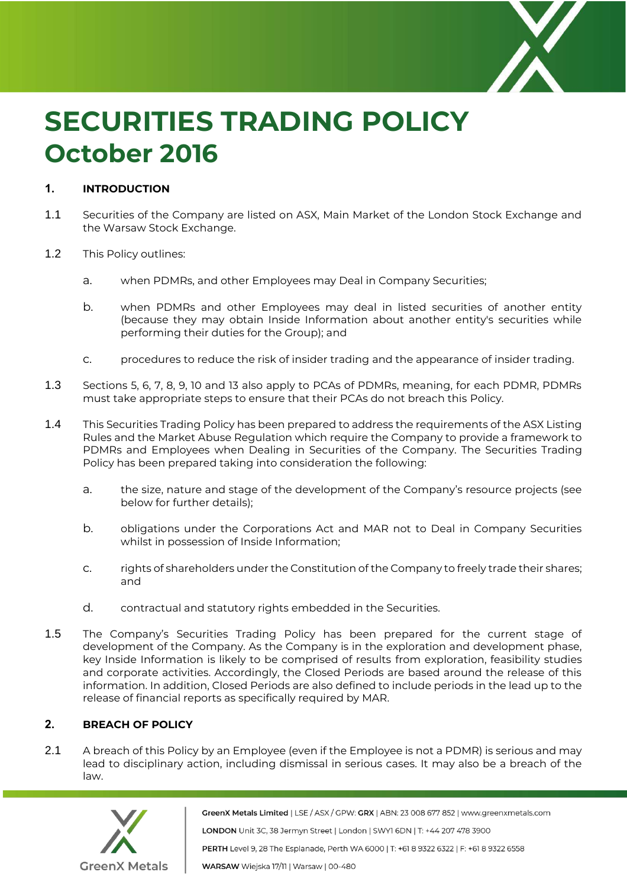# SECURITIES TRADING POLICY October 2016

## 1. INTRODUCTION

1.1 Securities of the Company are listed on ASX, Main Market of the London Stock Exchange and the Warsaw Stock Exchange.

1.2 This Policy outlines:

a. when PDMRs, and other Employees may Deal in Company Securities;

b. when PDMRs and other Employees may deal in listed securities of another entity (because they may obtain Inside Information about another entity's securities while performing their duties for the Group); and

c. procedures to reduce the risk of insider trading and the appearance of insider trading.

1.3 Sections 5, 6, 7, 8, 9, 10 and 13 also apply to PCAs of PDMRs, meaning, for each PDMR, PDMRs must take appropriate steps to ensure that their PCAs do not breach this Policy.

1.4 This Securities Trading Policy has been prepared to address the requirements of the ASX Listing Rules and the Market Abuse Regulation which require the Company to provide a framework to PDMRs and Employees when Dealing in Securities of the Company. The Securities Trading Policy has been prepared taking into consideration the following:

a. the size, nature and stage of the development of the Company's resource projects (see below for further details);

b. obligations under the Corporations Act and MAR not to Deal in Company Securities whilst in possession of Inside Information;

c. rights of shareholders under the Constitution of the Company to freely trade their shares; and

d. contractual and statutory rights embedded in the Securities.

1.5 The Company's Securities Trading Policy has been prepared for the current stage of development of the Company. As the Company is in the exploration and development phase, key Inside Information is likely to be comprised of results from exploration, feasibility studies and corporate activities. Accordingly, the Closed Periods are based around the release of this information. In addition, Closed Periods are also defined to include periods in the lead up to the release of financial reports as specifically required by MAR.

## 2. BREACH OF POLICY

2.1 A breach of this Policy by an Employee (even if the Employee is not a PDMR) is serious and may lead to disciplinary action, including dismissal in serious cases. It may also be a breach of the law.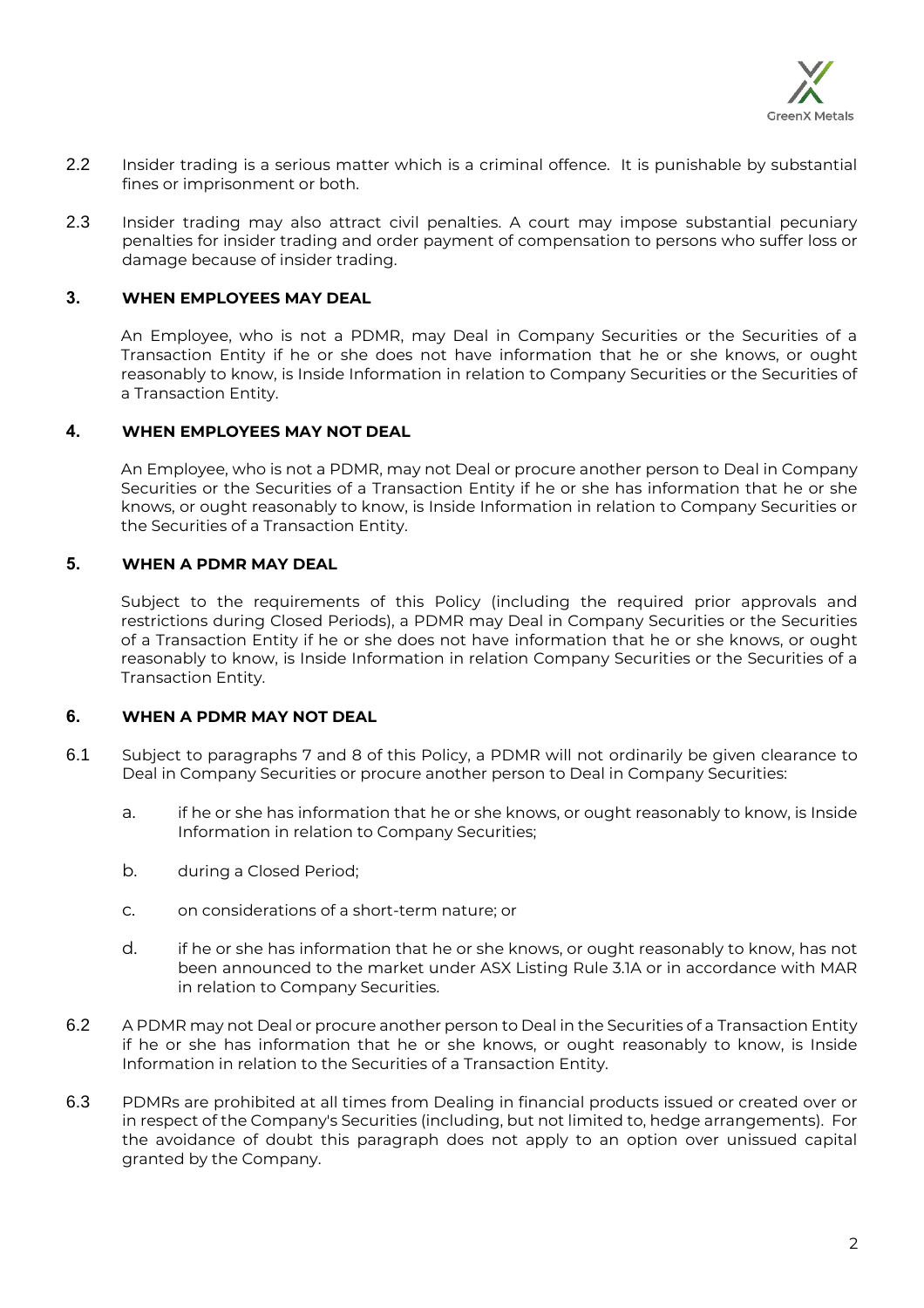2.2 Insider trading is a serious matter which is a criminal offence. It is punishable by substantial fines or imprisonment or both.

2.3 Insider trading may also attract civil penalties. A court may impose substantial pecuniary penalties for insider trading and order payment of compensation to persons who suffer loss or damage because of insider trading.

## 3. WHEN EMPLOYEES MAY DEAL

An Employee, who is not a PDMR, may Deal in Company Securities or the Securities of a Transaction Entity if he or she does not have information that he or she knows, or ought reasonably to know, is Inside Information in relation to Company Securities or the Securities of a Transaction Entity.

## 4. WHEN EMPLOYEES MAY NOT DEAL

An Employee, who is not a PDMR, may not Deal or procure another person to Deal in Company Securities or the Securities of a Transaction Entity if he or she has information that he or she knows, or ought reasonably to know, is Inside Information in relation to Company Securities or the Securities of a Transaction Entity.

## 5. WHEN A PDMR MAY DEAL

Subject to the requirements of this Policy (including the required prior approvals and restrictions during Closed Periods), a PDMR may Deal in Company Securities or the Securities of a Transaction Entity if he or she does not have information that he or she knows, or ought reasonably to know, is Inside Information in relation Company Securities or the Securities of a Transaction Entity.

## 6. WHEN A PDMR MAY NOT DEAL

6.1 Subject to paragraphs 7 and 8 of this Policy, a PDMR will not ordinarily be given clearance to Deal in Company Securities or procure another person to Deal in Company Securities:

a. if he or she has information that he or she knows, or ought reasonably to know, is Inside Information in relation to Company Securities;

b. during a Closed Period;

c. on considerations of a short-term nature; or

d. if he or she has information that he or she knows, or ought reasonably to know, has not been announced to the market under ASX Listing Rule 3.1A or in accordance with MAR in relation to Company Securities.

6.2 A PDMR may not Deal or procure another person to Deal in the Securities of a Transaction Entity if he or she has information that he or she knows, or ought reasonably to know, is Inside Information in relation to the Securities of a Transaction Entity.

6.3 PDMRs are prohibited at all times from Dealing in financial products issued or created over or in respect of the Company's Securities (including, but not limited to, hedge arrangements). For the avoidance of doubt this paragraph does not apply to an option over unissued capital granted by the Company.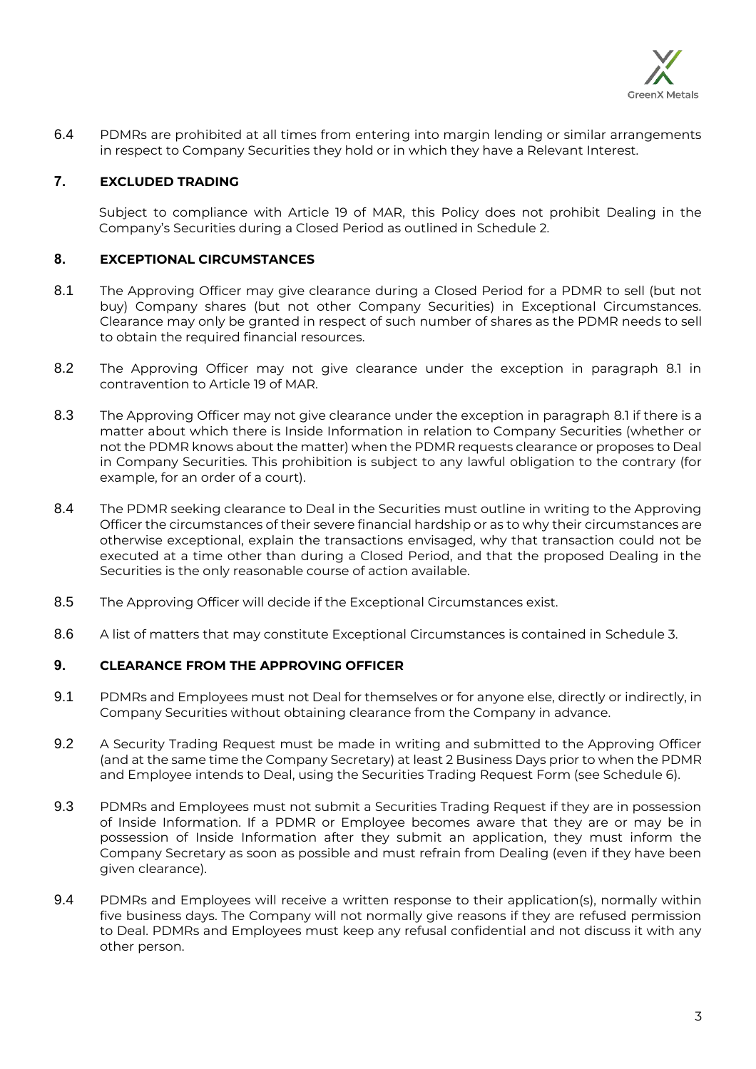6.4 PDMRs are prohibited at all times from entering into margin lending or similar arrangements in respect to Company Securities they hold or in which they have a Relevant Interest.

## 7. EXCLUDED TRADING

Subject to compliance with Article 19 of MAR, this Policy does not prohibit Dealing in the Company's Securities during a Closed Period as outlined in Schedule 2.

## 8. EXCEPTIONAL CIRCUMSTANCES

8.1 The Approving Officer may give clearance during a Closed Period for a PDMR to sell (but not buy) Company shares (but not other Company Securities) in Exceptional Circumstances. Clearance may only be granted in respect of such number of shares as the PDMR needs to sell to obtain the required financial resources.

8.2 The Approving Officer may not give clearance under the exception in paragraph 8.1 in contravention to Article 19 of MAR.

8.3 The Approving Officer may not give clearance under the exception in paragraph 8.1 if there is a matter about which there is Inside Information in relation to Company Securities (whether or not the PDMR knows about the matter) when the PDMR requests clearance or proposes to Deal in Company Securities. This prohibition is subject to any lawful obligation to the contrary (for example, for an order of a court).

8.4 The PDMR seeking clearance to Deal in the Securities must outline in writing to the Approving Officer the circumstances of their severe financial hardship or as to why their circumstances are otherwise exceptional, explain the transactions envisaged, why that transaction could not be executed at a time other than during a Closed Period, and that the proposed Dealing in the Securities is the only reasonable course of action available.

8.5 The Approving Officer will decide if the Exceptional Circumstances exist.

8.6 A list of matters that may constitute Exceptional Circumstances is contained in Schedule 3.

## 9. CLEARANCE FROM THE APPROVING OFFICER

9.1 PDMRs and Employees must not Deal for themselves or for anyone else, directly or indirectly, in Company Securities without obtaining clearance from the Company in advance.

9.2 A Security Trading Request must be made in writing and submitted to the Approving Officer (and at the same time the Company Secretary) at least 2 Business Days prior to when the PDMR and Employee intends to Deal, using the Securities Trading Request Form (see Schedule 6).

9.3 PDMRs and Employees must not submit a Securities Trading Request if they are in possession of Inside Information. If a PDMR or Employee becomes aware that they are or may be in possession of Inside Information after they submit an application, they must inform the Company Secretary as soon as possible and must refrain from Dealing (even if they have been given clearance).

9.4 PDMRs and Employees will receive a written response to their application(s), normally within five business days. The Company will not normally give reasons if they are refused permission to Deal. PDMRs and Employees must keep any refusal confidential and not discuss it with any other person.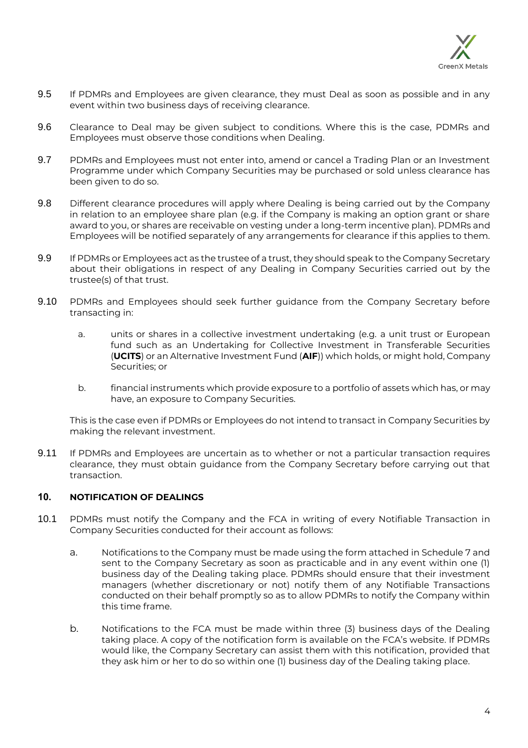9.5 If PDMRs and Employees are given clearance, they must Deal as soon as possible and in any event within two business days of receiving clearance.

9.6 Clearance to Deal may be given subject to conditions. Where this is the case, PDMRs and Employees must observe those conditions when Dealing.

9.7 PDMRs and Employees must not enter into, amend or cancel a Trading Plan or an Investment Programme under which Company Securities may be purchased or sold unless clearance has been given to do so.

9.8 Different clearance procedures will apply where Dealing is being carried out by the Company in relation to an employee share plan (e.g. if the Company is making an option grant or share award to you, or shares are receivable on vesting under a long-term incentive plan). PDMRs and Employees will be notified separately of any arrangements for clearance if this applies to them.

9.9 If PDMRs or Employees act as the trustee of a trust, they should speak to the Company Secretary about their obligations in respect of any Dealing in Company Securities carried out by the trustee(s) of that trust.

9.10 PDMRs and Employees should seek further guidance from the Company Secretary before transacting in:

a. units or shares in a collective investment undertaking (e.g. a unit trust or European fund such as an Undertaking for Collective Investment in Transferable Securities (**UCITS**) or an Alternative Investment Fund (**AIF**)) which holds, or might hold, Company Securities; or

b. financial instruments which provide exposure to a portfolio of assets which has, or may have, an exposure to Company Securities.

This is the case even if PDMRs or Employees do not intend to transact in Company Securities by making the relevant investment.

9.11 If PDMRs and Employees are uncertain as to whether or not a particular transaction requires clearance, they must obtain guidance from the Company Secretary before carrying out that transaction.

## 10. NOTIFICATION OF DEALINGS

10.1 PDMRs must notify the Company and the FCA in writing of every Notifiable Transaction in Company Securities conducted for their account as follows:

a. Notifications to the Company must be made using the form attached in Schedule 7 and sent to the Company Secretary as soon as practicable and in any event within one (1) business day of the Dealing taking place. PDMRs should ensure that their investment managers (whether discretionary or not) notify them of any Notifiable Transactions conducted on their behalf promptly so as to allow PDMRs to notify the Company within this time frame.

b. Notifications to the FCA must be made within three (3) business days of the Dealing taking place. A copy of the notification form is available on the FCA's website. If PDMRs would like, the Company Secretary can assist them with this notification, provided that they ask him or her to do so within one (1) business day of the Dealing taking place.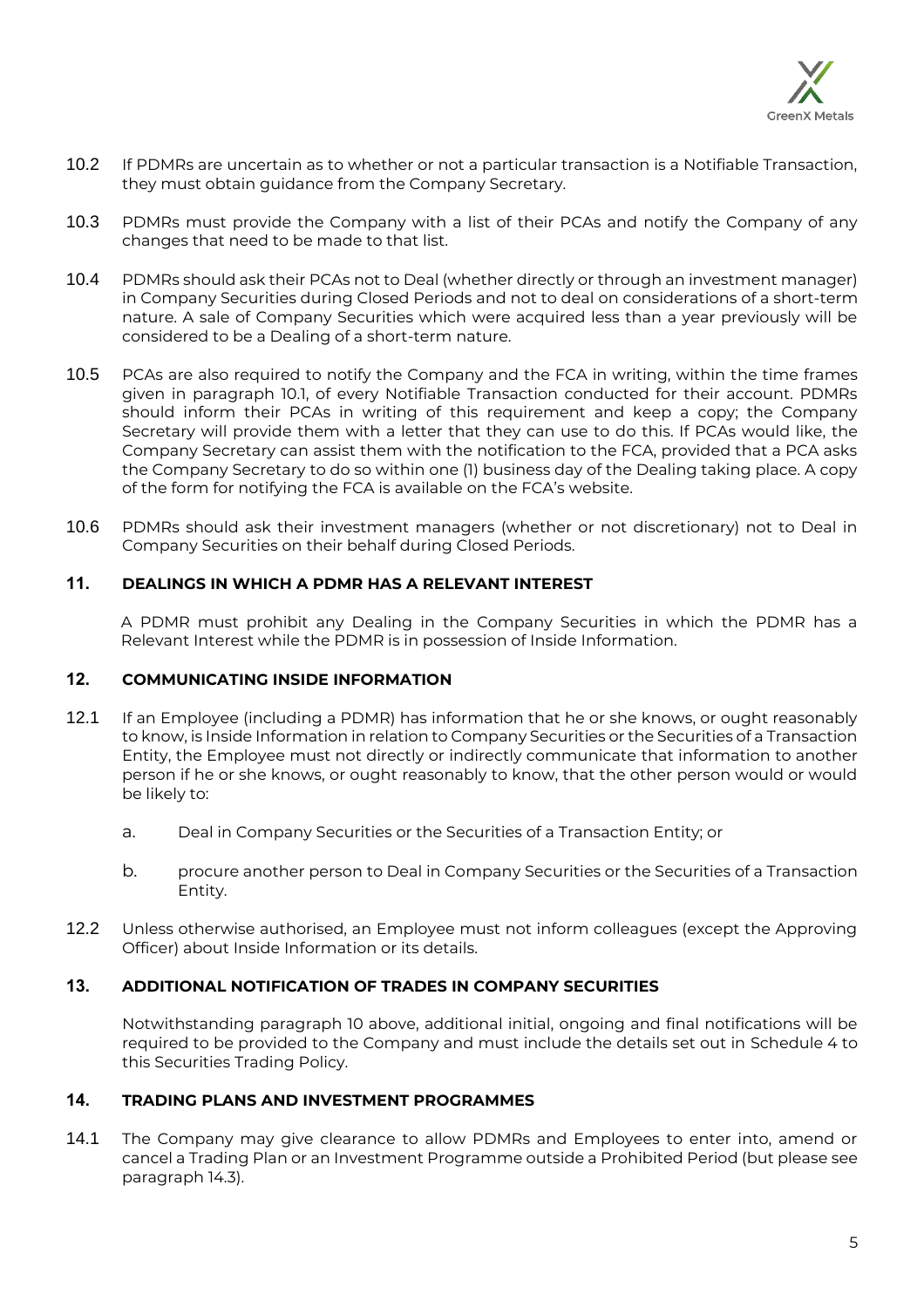10.2 If PDMRs are uncertain as to whether or not a particular transaction is a Notifiable Transaction, they must obtain guidance from the Company Secretary.

10.3 PDMRs must provide the Company with a list of their PCAs and notify the Company of any changes that need to be made to that list.

10.4 PDMRs should ask their PCAs not to Deal (whether directly or through an investment manager) in Company Securities during Closed Periods and not to deal on considerations of a short-term nature. A sale of Company Securities which were acquired less than a year previously will be considered to be a Dealing of a short-term nature.

10.5 PCAs are also required to notify the Company and the FCA in writing, within the time frames given in paragraph 10.1, of every Notifiable Transaction conducted for their account. PDMRs should inform their PCAs in writing of this requirement and keep a copy; the Company Secretary will provide them with a letter that they can use to do this. If PCAs would like, the Company Secretary can assist them with the notification to the FCA, provided that a PCA asks the Company Secretary to do so within one (1) business day of the Dealing taking place. A copy of the form for notifying the FCA is available on the FCA's website.

10.6 PDMRs should ask their investment managers (whether or not discretionary) not to Deal in Company Securities on their behalf during Closed Periods.

## 11. DEALINGS IN WHICH A PDMR HAS A RELEVANT INTEREST

A PDMR must prohibit any Dealing in the Company Securities in which the PDMR has a Relevant Interest while the PDMR is in possession of Inside Information.

## 12. COMMUNICATING INSIDE INFORMATION

12.1 If an Employee (including a PDMR) has information that he or she knows, or ought reasonably to know, is Inside Information in relation to Company Securities or the Securities of a Transaction Entity, the Employee must not directly or indirectly communicate that information to another person if he or she knows, or ought reasonably to know, that the other person would or would be likely to:

a. Deal in Company Securities or the Securities of a Transaction Entity; or

b. procure another person to Deal in Company Securities or the Securities of a Transaction Entity.

12.2 Unless otherwise authorised, an Employee must not inform colleagues (except the Approving Officer) about Inside Information or its details.

## 13. ADDITIONAL NOTIFICATION OF TRADES IN COMPANY SECURITIES

Notwithstanding paragraph 10 above, additional initial, ongoing and final notifications will be required to be provided to the Company and must include the details set out in Schedule 4 to this Securities Trading Policy.

## 14. TRADING PLANS AND INVESTMENT PROGRAMMES

14.1 The Company may give clearance to allow PDMRs and Employees to enter into, amend or cancel a Trading Plan or an Investment Programme outside a Prohibited Period (but please see paragraph 14.3).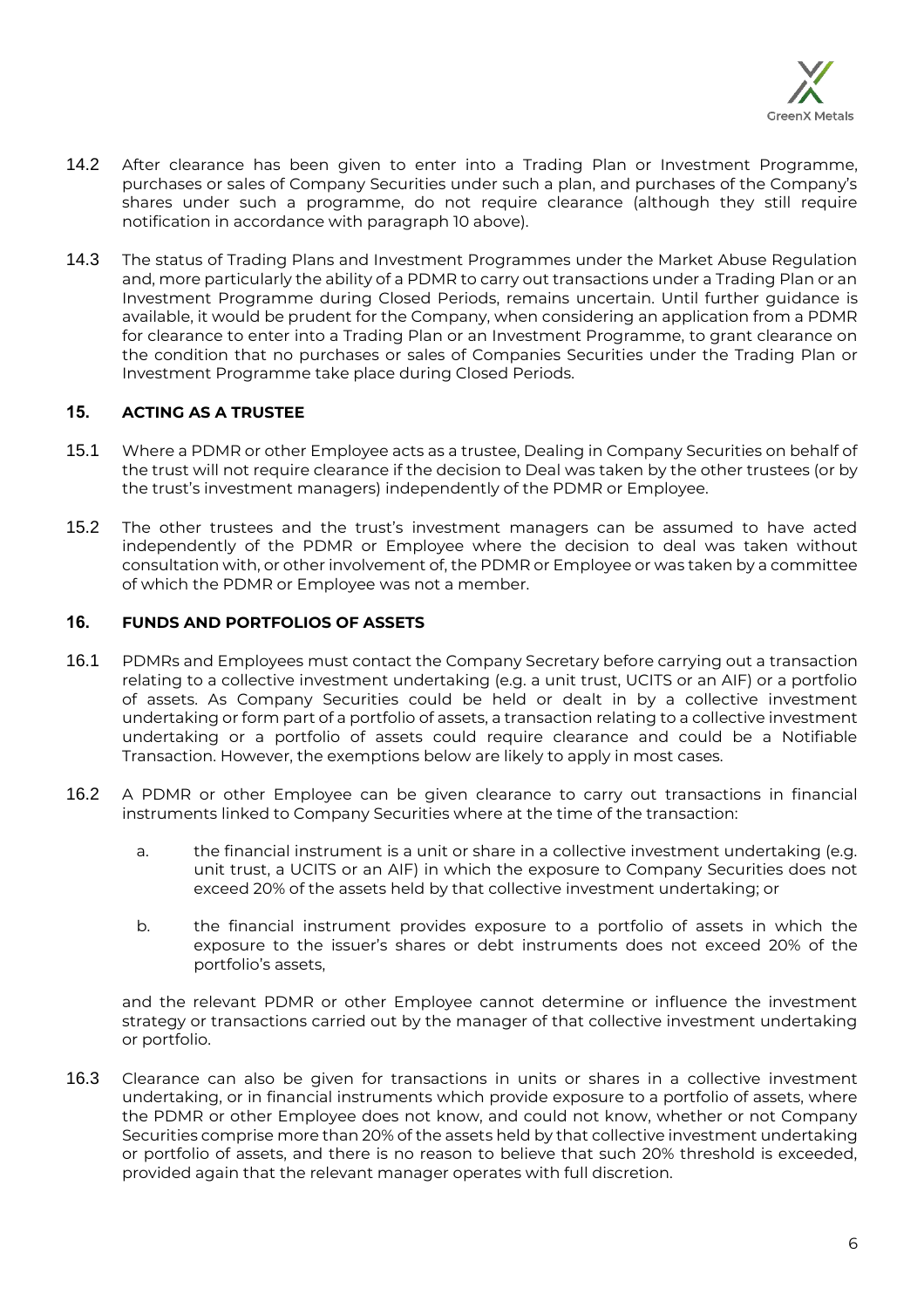14.2 After clearance has been given to enter into a Trading Plan or Investment Programme, purchases or sales of Company Securities under such a plan, and purchases of the Company's shares under such a programme, do not require clearance (although they still require notification in accordance with paragraph 10 above).

14.3 The status of Trading Plans and Investment Programmes under the Market Abuse Regulation and, more particularly the ability of a PDMR to carry out transactions under a Trading Plan or an Investment Programme during Closed Periods, remains uncertain. Until further guidance is available, it would be prudent for the Company, when considering an application from a PDMR for clearance to enter into a Trading Plan or an Investment Programme, to grant clearance on the condition that no purchases or sales of Companies Securities under the Trading Plan or Investment Programme take place during Closed Periods.

## 15. ACTING AS A TRUSTEE

15.1 Where a PDMR or other Employee acts as a trustee, Dealing in Company Securities on behalf of the trust will not require clearance if the decision to Deal was taken by the other trustees (or by the trust's investment managers) independently of the PDMR or Employee.

15.2 The other trustees and the trust's investment managers can be assumed to have acted independently of the PDMR or Employee where the decision to deal was taken without consultation with, or other involvement of, the PDMR or Employee or was taken by a committee of which the PDMR or Employee was not a member.

## 16. FUNDS AND PORTFOLIOS OF ASSETS

16.1 PDMRs and Employees must contact the Company Secretary before carrying out a transaction relating to a collective investment undertaking (e.g. a unit trust, UCITS or an AIF) or a portfolio of assets. As Company Securities could be held or dealt in by a collective investment undertaking or form part of a portfolio of assets, a transaction relating to a collective investment undertaking or a portfolio of assets could require clearance and could be a Notifiable Transaction. However, the exemptions below are likely to apply in most cases.

16.2 A PDMR or other Employee can be given clearance to carry out transactions in financial instruments linked to Company Securities where at the time of the transaction:

a. the financial instrument is a unit or share in a collective investment undertaking (e.g. unit trust, a UCITS or an AIF) in which the exposure to Company Securities does not exceed 20% of the assets held by that collective investment undertaking; or

b. the financial instrument provides exposure to a portfolio of assets in which the exposure to the issuer's shares or debt instruments does not exceed 20% of the portfolio's assets,

and the relevant PDMR or other Employee cannot determine or influence the investment strategy or transactions carried out by the manager of that collective investment undertaking or portfolio.

16.3 Clearance can also be given for transactions in units or shares in a collective investment undertaking, or in financial instruments which provide exposure to a portfolio of assets, where the PDMR or other Employee does not know, and could not know, whether or not Company Securities comprise more than 20% of the assets held by that collective investment undertaking or portfolio of assets, and there is no reason to believe that such 20% threshold is exceeded, provided again that the relevant manager operates with full discretion.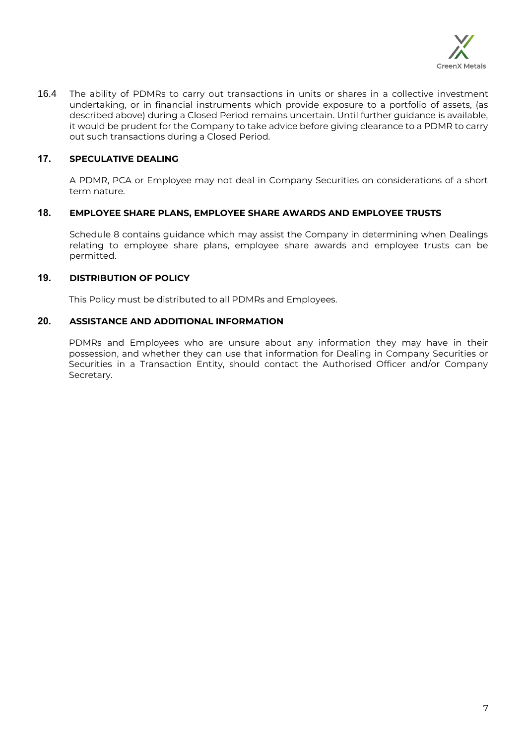16.4 The ability of PDMRs to carry out transactions in units or shares in a collective investment undertaking, or in financial instruments which provide exposure to a portfolio of assets, (as described above) during a Closed Period remains uncertain. Until further guidance is available, it would be prudent for the Company to take advice before giving clearance to a PDMR to carry out such transactions during a Closed Period.

## 17. SPECULATIVE DEALING

A PDMR, PCA or Employee may not deal in Company Securities on considerations of a short term nature.

## 18. EMPLOYEE SHARE PLANS, EMPLOYEE SHARE AWARDS AND EMPLOYEE TRUSTS

Schedule 8 contains guidance which may assist the Company in determining when Dealings relating to employee share plans, employee share awards and employee trusts can be permitted.

## 19. DISTRIBUTION OF POLICY

This Policy must be distributed to all PDMRs and Employees.

## 20. ASSISTANCE AND ADDITIONAL INFORMATION

PDMRs and Employees who are unsure about any information they may have in their possession, and whether they can use that information for Dealing in Company Securities or Securities in a Transaction Entity, should contact the Authorised Officer and/or Company Secretary.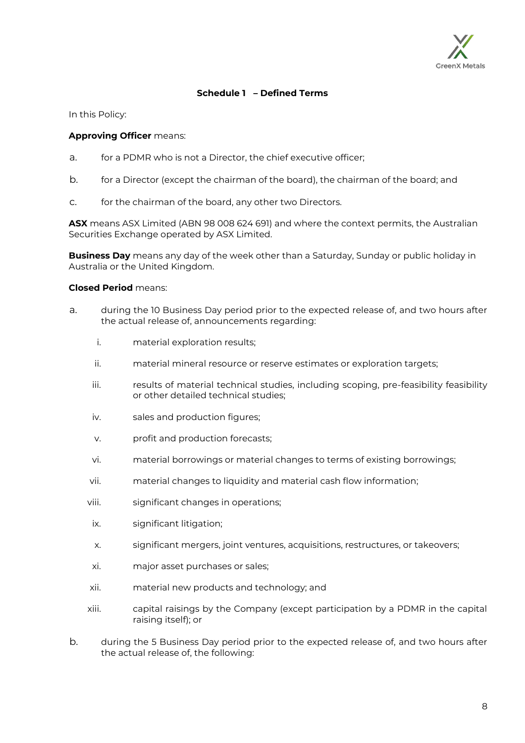## Schedule 1 – Defined Terms

In this Policy:

**Approving Officer** means:

a. for a PDMR who is not a Director, the chief executive officer;

b. for a Director (except the chairman of the board), the chairman of the board; and

c. for the chairman of the board, any other two Directors.

**ASX** means ASX Limited (ABN 98 008 624 691) and where the context permits, the Australian Securities Exchange operated by ASX Limited.

**Business Day** means any day of the week other than a Saturday, Sunday or public holiday in Australia or the United Kingdom.

**Closed Period** means:

a. during the 10 Business Day period prior to the expected release of, and two hours after the actual release of, announcements regarding:

   i. material exploration results;

   ii. material mineral resource or reserve estimates or exploration targets;

   iii. results of material technical studies, including scoping, pre-feasibility feasibility or other detailed technical studies;

   iv. sales and production figures;

   v. profit and production forecasts;

   vi. material borrowings or material changes to terms of existing borrowings;

   vii. material changes to liquidity and material cash flow information;

   viii. significant changes in operations;

   ix. significant litigation;

   x. significant mergers, joint ventures, acquisitions, restructures, or takeovers;

   xi. major asset purchases or sales;

   xii. material new products and technology; and

   xiii. capital raisings by the Company (except participation by a PDMR in the capital raising itself); or

b. during the 5 Business Day period prior to the expected release of, and two hours after the actual release of, the following: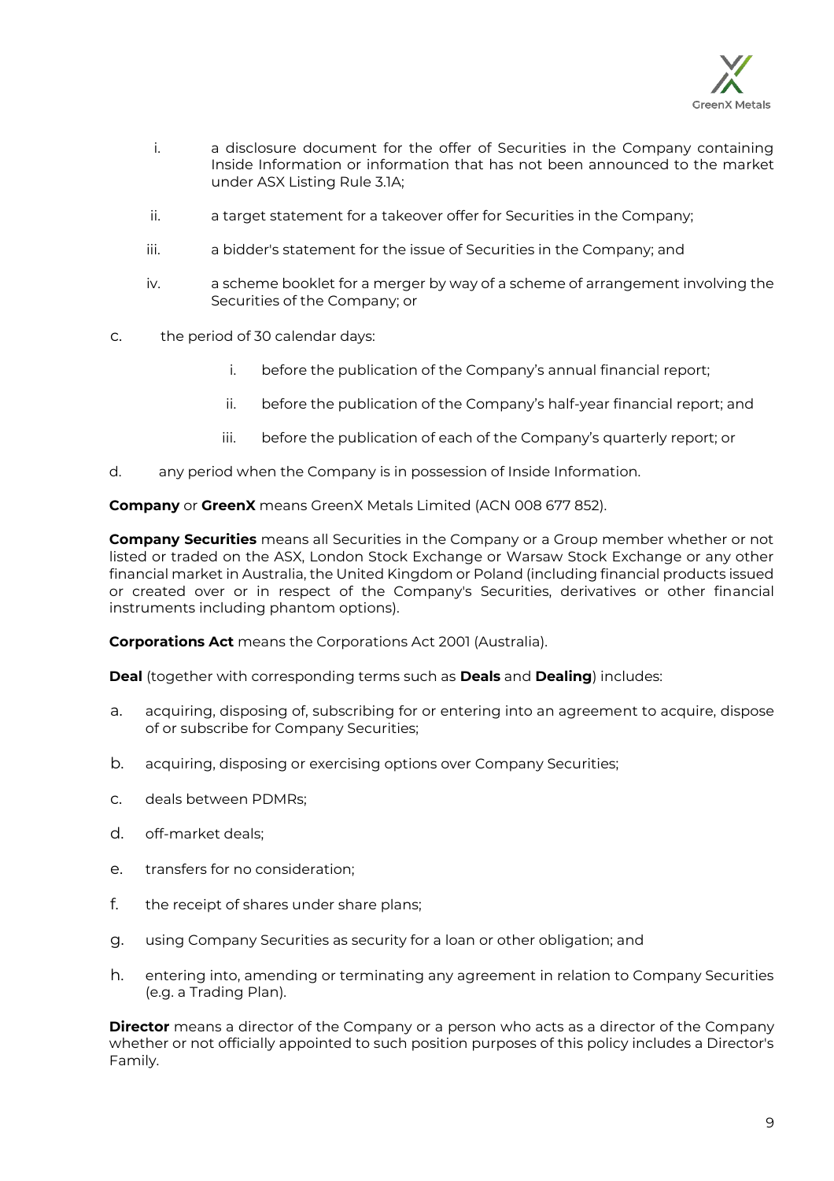i. a disclosure document for the offer of Securities in the Company containing Inside Information or information that has not been announced to the market under ASX Listing Rule 3.1A;

ii. a target statement for a takeover offer for Securities in the Company;

iii. a bidder's statement for the issue of Securities in the Company; and

iv. a scheme booklet for a merger by way of a scheme of arrangement involving the Securities of the Company; or

c. the period of 30 calendar days:

i. before the publication of the Company's annual financial report;

ii. before the publication of the Company's half-year financial report; and

iii. before the publication of each of the Company's quarterly report; or

d. any period when the Company is in possession of Inside Information.

**Company** or **GreenX** means GreenX Metals Limited (ACN 008 677 852).

**Company Securities** means all Securities in the Company or a Group member whether or not listed or traded on the ASX, London Stock Exchange or Warsaw Stock Exchange or any other financial market in Australia, the United Kingdom or Poland (including financial products issued or created over or in respect of the Company's Securities, derivatives or other financial instruments including phantom options).

**Corporations Act** means the Corporations Act 2001 (Australia).

**Deal** (together with corresponding terms such as **Deals** and **Dealing**) includes:

a. acquiring, disposing of, subscribing for or entering into an agreement to acquire, dispose of or subscribe for Company Securities;

b. acquiring, disposing or exercising options over Company Securities;

c. deals between PDMRs;

d. off-market deals;

e. transfers for no consideration;

f. the receipt of shares under share plans;

g. using Company Securities as security for a loan or other obligation; and

h. entering into, amending or terminating any agreement in relation to Company Securities (e.g. a Trading Plan).

**Director** means a director of the Company or a person who acts as a director of the Company whether or not officially appointed to such position purposes of this policy includes a Director's Family.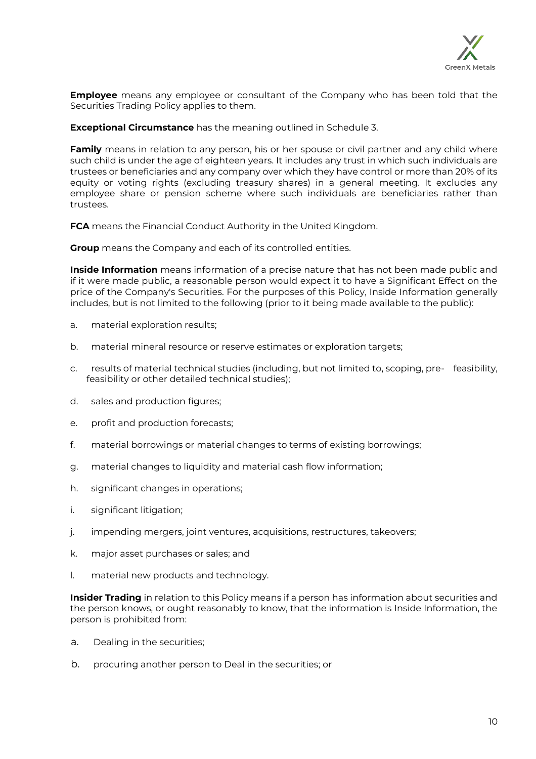**Employee** means any employee or consultant of the Company who has been told that the Securities Trading Policy applies to them.

**Exceptional Circumstance** has the meaning outlined in Schedule 3.

**Family** means in relation to any person, his or her spouse or civil partner and any child where such child is under the age of eighteen years. It includes any trust in which such individuals are trustees or beneficiaries and any company over which they have control or more than 20% of its equity or voting rights (excluding treasury shares) in a general meeting. It excludes any employee share or pension scheme where such individuals are beneficiaries rather than trustees.

**FCA** means the Financial Conduct Authority in the United Kingdom.

**Group** means the Company and each of its controlled entities.

**Inside Information** means information of a precise nature that has not been made public and if it were made public, a reasonable person would expect it to have a Significant Effect on the price of the Company's Securities. For the purposes of this Policy, Inside Information generally includes, but is not limited to the following (prior to it being made available to the public):

a. material exploration results;

b. material mineral resource or reserve estimates or exploration targets;

c. results of material technical studies (including, but not limited to, scoping, pre- feasibility, feasibility or other detailed technical studies);

d. sales and production figures;

e. profit and production forecasts;

f. material borrowings or material changes to terms of existing borrowings;

g. material changes to liquidity and material cash flow information;

h. significant changes in operations;

i. significant litigation;

j. impending mergers, joint ventures, acquisitions, restructures, takeovers;

k. major asset purchases or sales; and

l. material new products and technology.

**Insider Trading** in relation to this Policy means if a person has information about securities and the person knows, or ought reasonably to know, that the information is Inside Information, the person is prohibited from:

a. Dealing in the securities;

b. procuring another person to Deal in the securities; or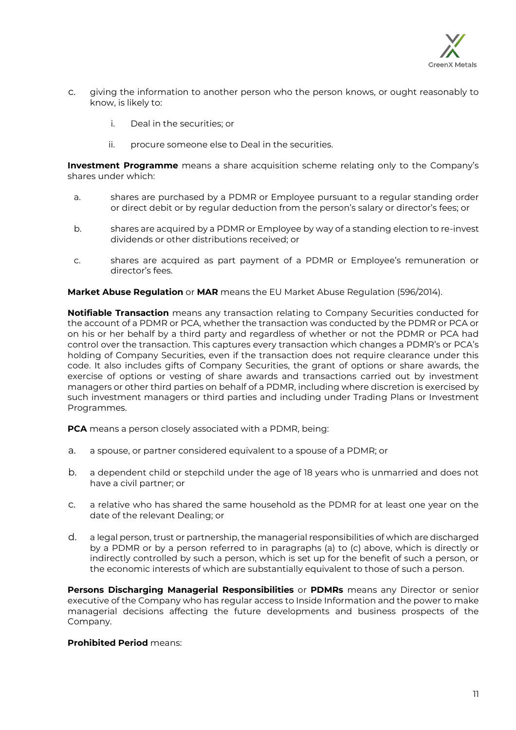c. giving the information to another person who the person knows, or ought reasonably to know, is likely to:

   i. Deal in the securities; or

   ii. procure someone else to Deal in the securities.

**Investment Programme** means a share acquisition scheme relating only to the Company's shares under which:

a. shares are purchased by a PDMR or Employee pursuant to a regular standing order or direct debit or by regular deduction from the person's salary or director's fees; or

b. shares are acquired by a PDMR or Employee by way of a standing election to re-invest dividends or other distributions received; or

c. shares are acquired as part payment of a PDMR or Employee's remuneration or director's fees.

**Market Abuse Regulation** or **MAR** means the EU Market Abuse Regulation (596/2014).

**Notifiable Transaction** means any transaction relating to Company Securities conducted for the account of a PDMR or PCA, whether the transaction was conducted by the PDMR or PCA or on his or her behalf by a third party and regardless of whether or not the PDMR or PCA had control over the transaction. This captures every transaction which changes a PDMR's or PCA's holding of Company Securities, even if the transaction does not require clearance under this code. It also includes gifts of Company Securities, the grant of options or share awards, the exercise of options or vesting of share awards and transactions carried out by investment managers or other third parties on behalf of a PDMR, including where discretion is exercised by such investment managers or third parties and including under Trading Plans or Investment Programmes.

**PCA** means a person closely associated with a PDMR, being:

a. a spouse, or partner considered equivalent to a spouse of a PDMR; or

b. a dependent child or stepchild under the age of 18 years who is unmarried and does not have a civil partner; or

c. a relative who has shared the same household as the PDMR for at least one year on the date of the relevant Dealing; or

d. a legal person, trust or partnership, the managerial responsibilities of which are discharged by a PDMR or by a person referred to in paragraphs (a) to (c) above, which is directly or indirectly controlled by such a person, which is set up for the benefit of such a person, or the economic interests of which are substantially equivalent to those of such a person.

**Persons Discharging Managerial Responsibilities** or **PDMRs** means any Director or senior executive of the Company who has regular access to Inside Information and the power to make managerial decisions affecting the future developments and business prospects of the Company.

**Prohibited Period** means: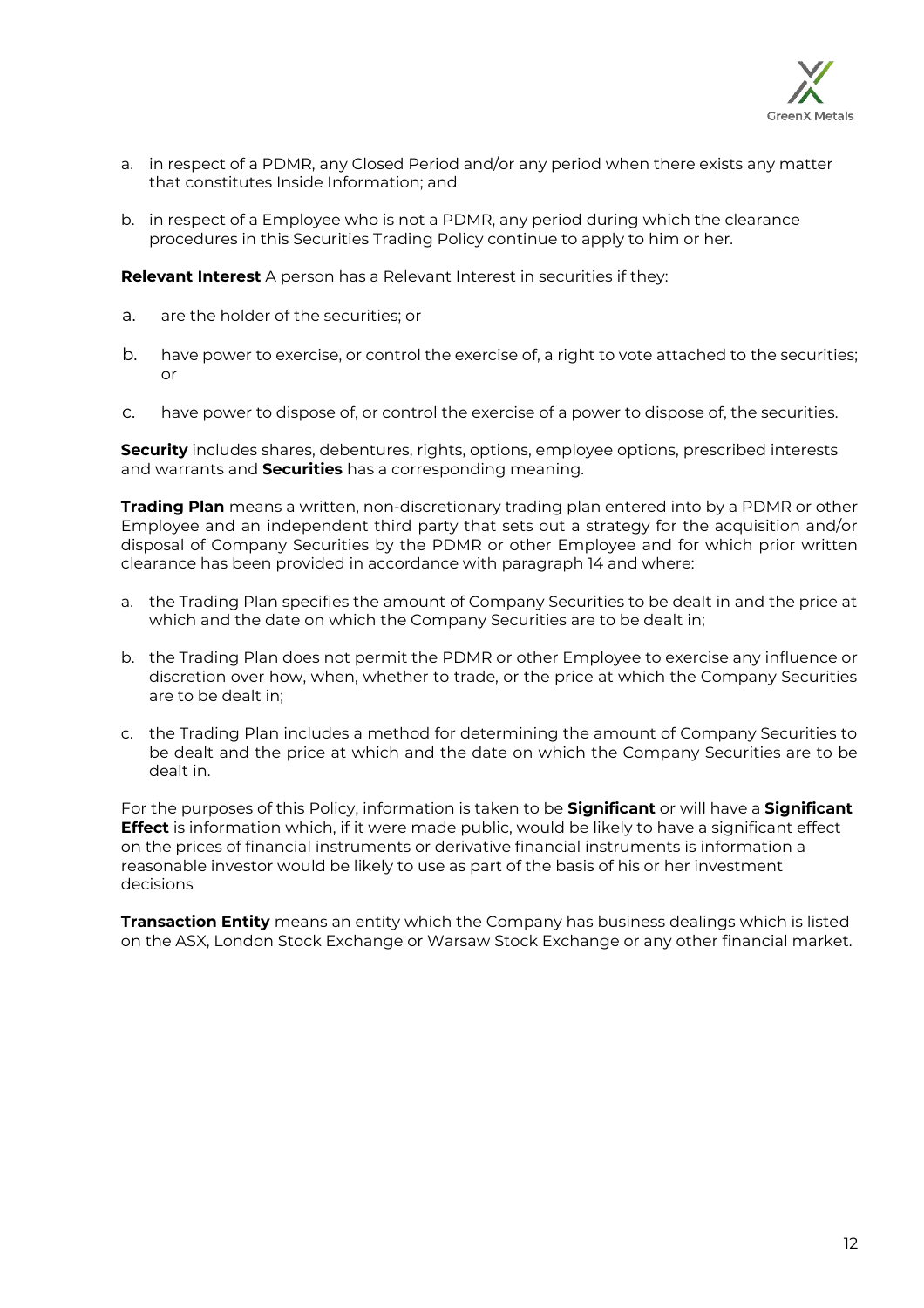a. in respect of a PDMR, any Closed Period and/or any period when there exists any matter that constitutes Inside Information; and

b. in respect of a Employee who is not a PDMR, any period during which the clearance procedures in this Securities Trading Policy continue to apply to him or her.

**Relevant Interest** A person has a Relevant Interest in securities if they:

a. are the holder of the securities; or

b. have power to exercise, or control the exercise of, a right to vote attached to the securities; or

c. have power to dispose of, or control the exercise of a power to dispose of, the securities.

**Security** includes shares, debentures, rights, options, employee options, prescribed interests and warrants and **Securities** has a corresponding meaning.

**Trading Plan** means a written, non-discretionary trading plan entered into by a PDMR or other Employee and an independent third party that sets out a strategy for the acquisition and/or disposal of Company Securities by the PDMR or other Employee and for which prior written clearance has been provided in accordance with paragraph 14 and where:

a. the Trading Plan specifies the amount of Company Securities to be dealt in and the price at which and the date on which the Company Securities are to be dealt in;

b. the Trading Plan does not permit the PDMR or other Employee to exercise any influence or discretion over how, when, whether to trade, or the price at which the Company Securities are to be dealt in;

c. the Trading Plan includes a method for determining the amount of Company Securities to be dealt and the price at which and the date on which the Company Securities are to be dealt in.

For the purposes of this Policy, information is taken to be **Significant** or will have a **Significant Effect** is information which, if it were made public, would be likely to have a significant effect on the prices of financial instruments or derivative financial instruments is information a reasonable investor would be likely to use as part of the basis of his or her investment decisions

**Transaction Entity** means an entity which the Company has business dealings which is listed on the ASX, London Stock Exchange or Warsaw Stock Exchange or any other financial market.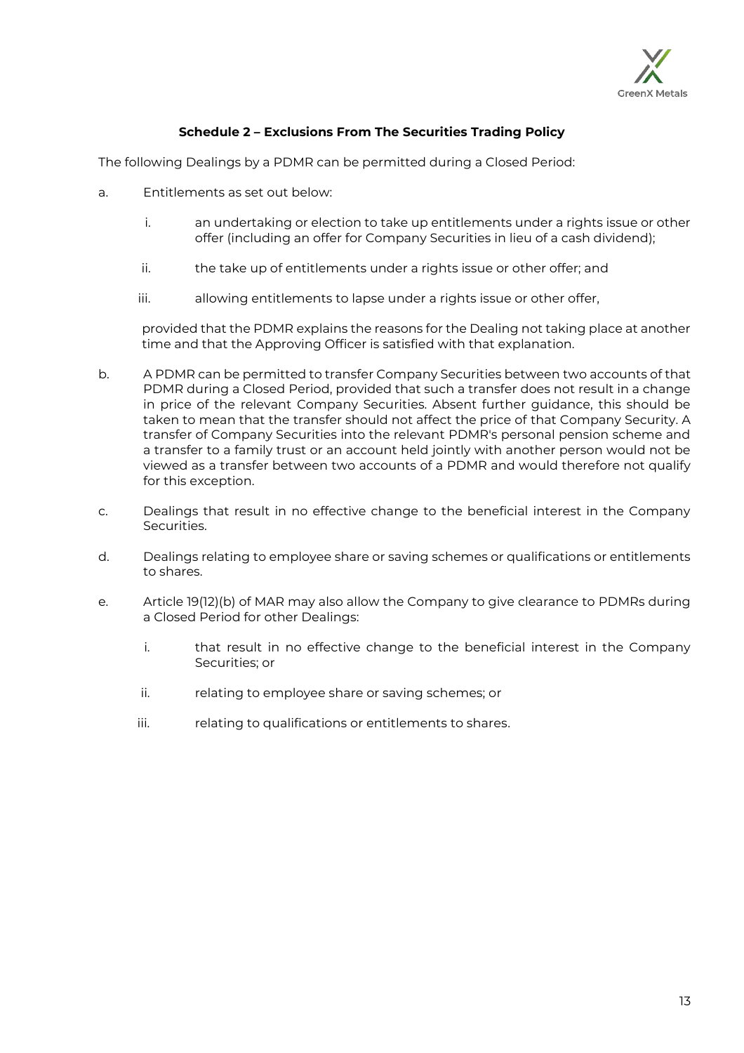## Schedule 2 – Exclusions From The Securities Trading Policy

The following Dealings by a PDMR can be permitted during a Closed Period:

a. Entitlements as set out below:

   i. an undertaking or election to take up entitlements under a rights issue or other offer (including an offer for Company Securities in lieu of a cash dividend);

   ii. the take up of entitlements under a rights issue or other offer; and

   iii. allowing entitlements to lapse under a rights issue or other offer,

   provided that the PDMR explains the reasons for the Dealing not taking place at another time and that the Approving Officer is satisfied with that explanation.

b. A PDMR can be permitted to transfer Company Securities between two accounts of that PDMR during a Closed Period, provided that such a transfer does not result in a change in price of the relevant Company Securities. Absent further guidance, this should be taken to mean that the transfer should not affect the price of that Company Security. A transfer of Company Securities into the relevant PDMR's personal pension scheme and a transfer to a family trust or an account held jointly with another person would not be viewed as a transfer between two accounts of a PDMR and would therefore not qualify for this exception.

c. Dealings that result in no effective change to the beneficial interest in the Company Securities.

d. Dealings relating to employee share or saving schemes or qualifications or entitlements to shares.

e. Article 19(12)(b) of MAR may also allow the Company to give clearance to PDMRs during a Closed Period for other Dealings:

   i. that result in no effective change to the beneficial interest in the Company Securities; or

   ii. relating to employee share or saving schemes; or

   iii. relating to qualifications or entitlements to shares.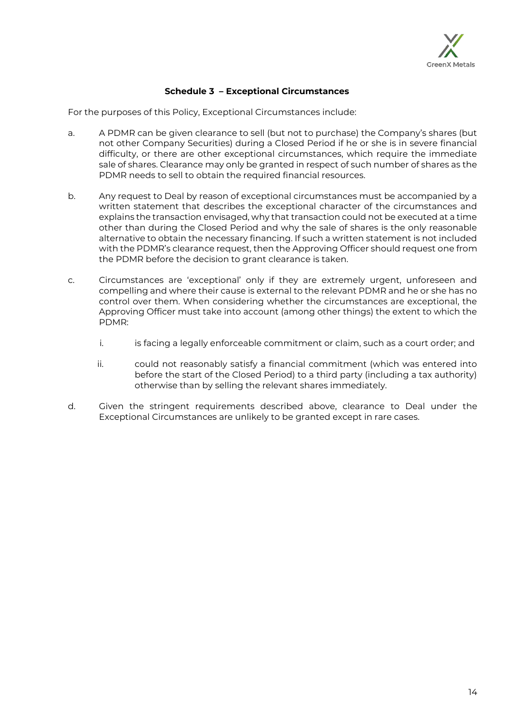## Schedule 3 – Exceptional Circumstances

For the purposes of this Policy, Exceptional Circumstances include:

a. A PDMR can be given clearance to sell (but not to purchase) the Company's shares (but not other Company Securities) during a Closed Period if he or she is in severe financial difficulty, or there are other exceptional circumstances, which require the immediate sale of shares. Clearance may only be granted in respect of such number of shares as the PDMR needs to sell to obtain the required financial resources.

b. Any request to Deal by reason of exceptional circumstances must be accompanied by a written statement that describes the exceptional character of the circumstances and explains the transaction envisaged, why that transaction could not be executed at a time other than during the Closed Period and why the sale of shares is the only reasonable alternative to obtain the necessary financing. If such a written statement is not included with the PDMR's clearance request, then the Approving Officer should request one from the PDMR before the decision to grant clearance is taken.

c. Circumstances are 'exceptional' only if they are extremely urgent, unforeseen and compelling and where their cause is external to the relevant PDMR and he or she has no control over them. When considering whether the circumstances are exceptional, the Approving Officer must take into account (among other things) the extent to which the PDMR:

   i. is facing a legally enforceable commitment or claim, such as a court order; and

   ii. could not reasonably satisfy a financial commitment (which was entered into before the start of the Closed Period) to a third party (including a tax authority) otherwise than by selling the relevant shares immediately.

d. Given the stringent requirements described above, clearance to Deal under the Exceptional Circumstances are unlikely to be granted except in rare cases.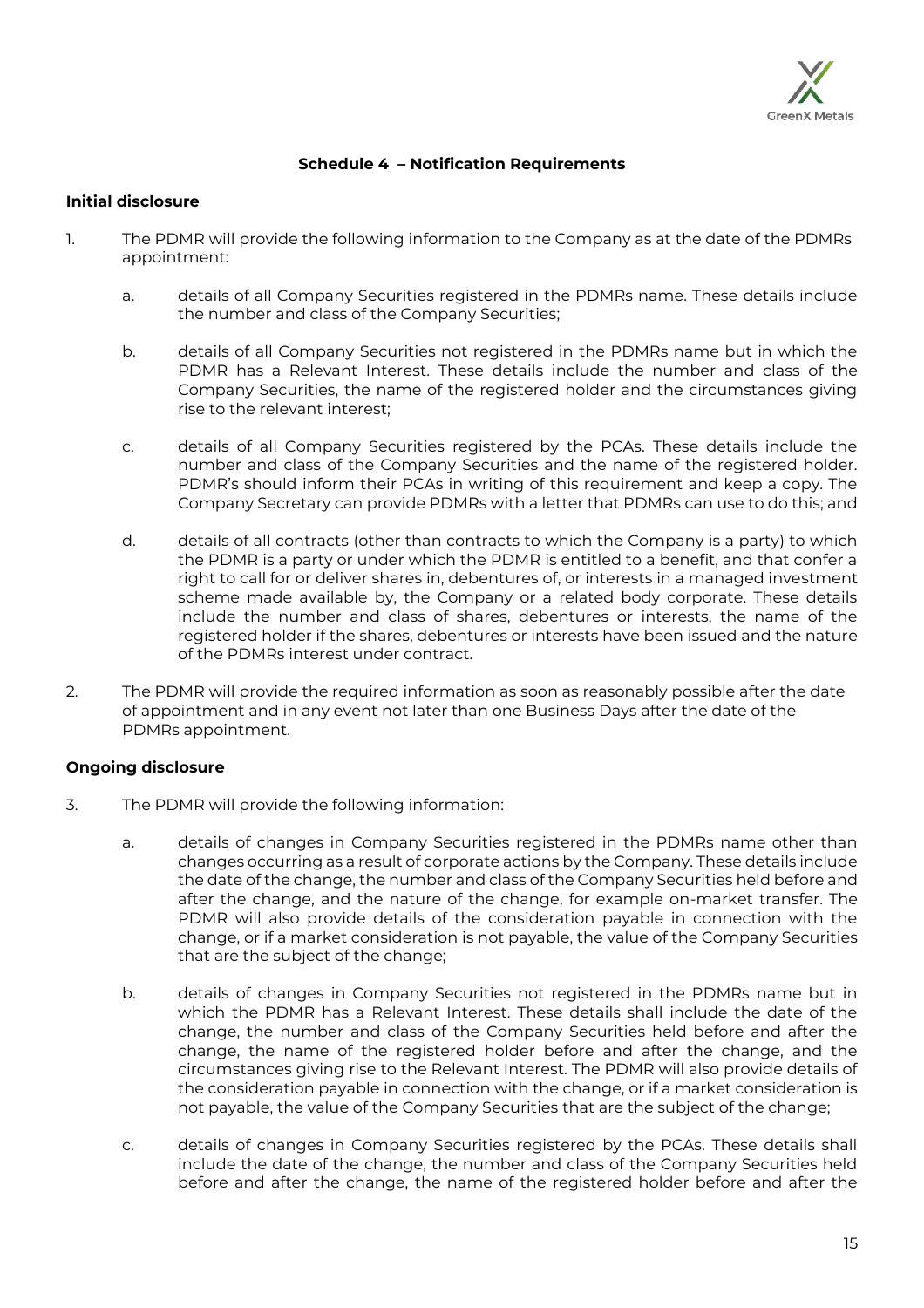## Schedule 4 – Notification Requirements

**Initial disclosure**

1. The PDMR will provide the following information to the Company as at the date of the PDMRs appointment:

    a. details of all Company Securities registered in the PDMRs name. These details include the number and class of the Company Securities;

    b. details of all Company Securities not registered in the PDMRs name but in which the PDMR has a Relevant Interest. These details include the number and class of the Company Securities, the name of the registered holder and the circumstances giving rise to the relevant interest;

    c. details of all Company Securities registered by the PCAs. These details include the number and class of the Company Securities and the name of the registered holder. PDMR's should inform their PCAs in writing of this requirement and keep a copy. The Company Secretary can provide PDMRs with a letter that PDMRs can use to do this; and

    d. details of all contracts (other than contracts to which the Company is a party) to which the PDMR is a party or under which the PDMR is entitled to a benefit, and that confer a right to call for or deliver shares in, debentures of, or interests in a managed investment scheme made available by, the Company or a related body corporate. These details include the number and class of shares, debentures or interests, the name of the registered holder if the shares, debentures or interests have been issued and the nature of the PDMRs interest under contract.

2. The PDMR will provide the required information as soon as reasonably possible after the date of appointment and in any event not later than one Business Days after the date of the PDMRs appointment.

**Ongoing disclosure**

3. The PDMR will provide the following information:

    a. details of changes in Company Securities registered in the PDMRs name other than changes occurring as a result of corporate actions by the Company. These details include the date of the change, the number and class of the Company Securities held before and after the change, and the nature of the change, for example on-market transfer. The PDMR will also provide details of the consideration payable in connection with the change, or if a market consideration is not payable, the value of the Company Securities that are the subject of the change;

    b. details of changes in Company Securities not registered in the PDMRs name but in which the PDMR has a Relevant Interest. These details shall include the date of the change, the number and class of the Company Securities held before and after the change, the name of the registered holder before and after the change, and the circumstances giving rise to the Relevant Interest. The PDMR will also provide details of the consideration payable in connection with the change, or if a market consideration is not payable, the value of the Company Securities that are the subject of the change;

    c. details of changes in Company Securities registered by the PCAs. These details shall include the date of the change, the number and class of the Company Securities held before and after the change, the name of the registered holder before and after the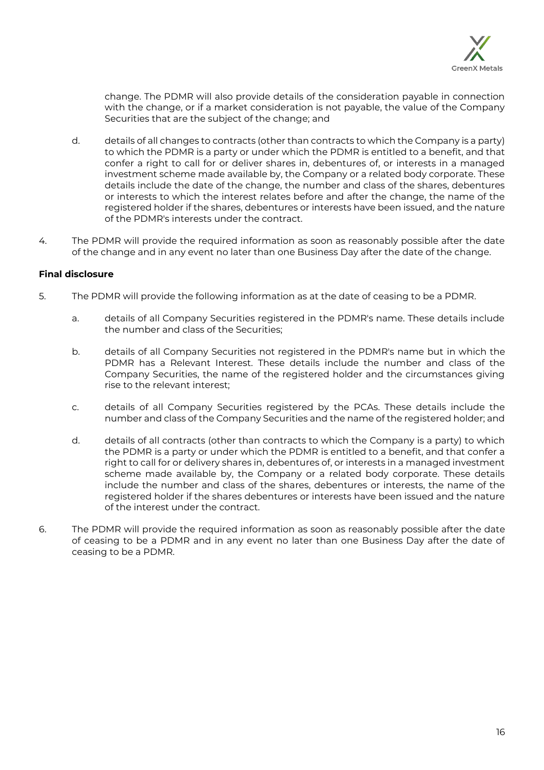change. The PDMR will also provide details of the consideration payable in connection with the change, or if a market consideration is not payable, the value of the Company Securities that are the subject of the change; and

d. details of all changes to contracts (other than contracts to which the Company is a party) to which the PDMR is a party or under which the PDMR is entitled to a benefit, and that confer a right to call for or deliver shares in, debentures of, or interests in a managed investment scheme made available by, the Company or a related body corporate. These details include the date of the change, the number and class of the shares, debentures or interests to which the interest relates before and after the change, the name of the registered holder if the shares, debentures or interests have been issued, and the nature of the PDMR's interests under the contract.

4. The PDMR will provide the required information as soon as reasonably possible after the date of the change and in any event no later than one Business Day after the date of the change.

**Final disclosure**

5. The PDMR will provide the following information as at the date of ceasing to be a PDMR.

   a. details of all Company Securities registered in the PDMR's name. These details include the number and class of the Securities;

   b. details of all Company Securities not registered in the PDMR's name but in which the PDMR has a Relevant Interest. These details include the number and class of the Company Securities, the name of the registered holder and the circumstances giving rise to the relevant interest;

   c. details of all Company Securities registered by the PCAs. These details include the number and class of the Company Securities and the name of the registered holder; and

   d. details of all contracts (other than contracts to which the Company is a party) to which the PDMR is a party or under which the PDMR is entitled to a benefit, and that confer a right to call for or delivery shares in, debentures of, or interests in a managed investment scheme made available by, the Company or a related body corporate. These details include the number and class of the shares, debentures or interests, the name of the registered holder if the shares debentures or interests have been issued and the nature of the interest under the contract.

6. The PDMR will provide the required information as soon as reasonably possible after the date of ceasing to be a PDMR and in any event no later than one Business Day after the date of ceasing to be a PDMR.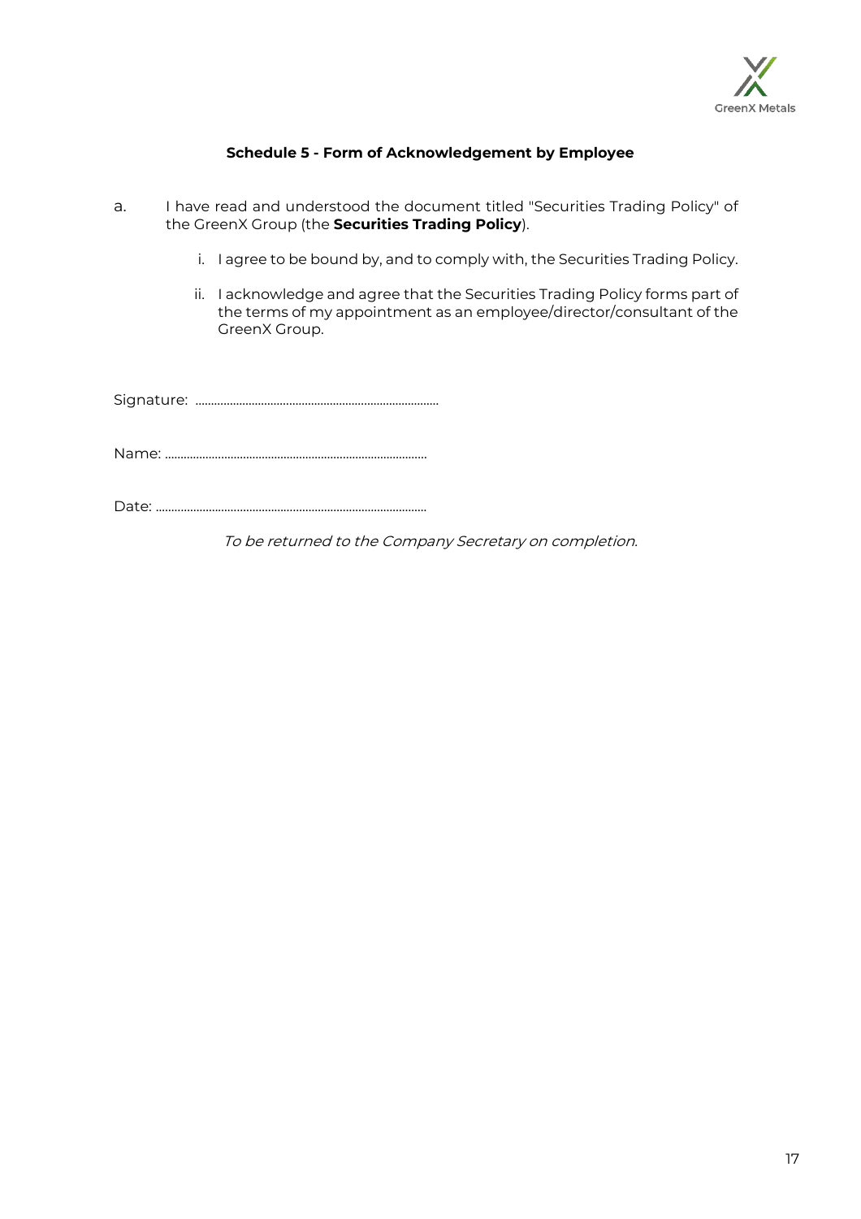## Schedule 5 - Form of Acknowledgement by Employee

a. I have read and understood the document titled "Securities Trading Policy" of the GreenX Group (the **Securities Trading Policy**).

   i. I agree to be bound by, and to comply with, the Securities Trading Policy.

   ii. I acknowledge and agree that the Securities Trading Policy forms part of the terms of my appointment as an employee/director/consultant of the GreenX Group.

Signature: ..............................................................................

Name: ...................................................................................

Date: ......................................................................................

*To be returned to the Company Secretary on completion.*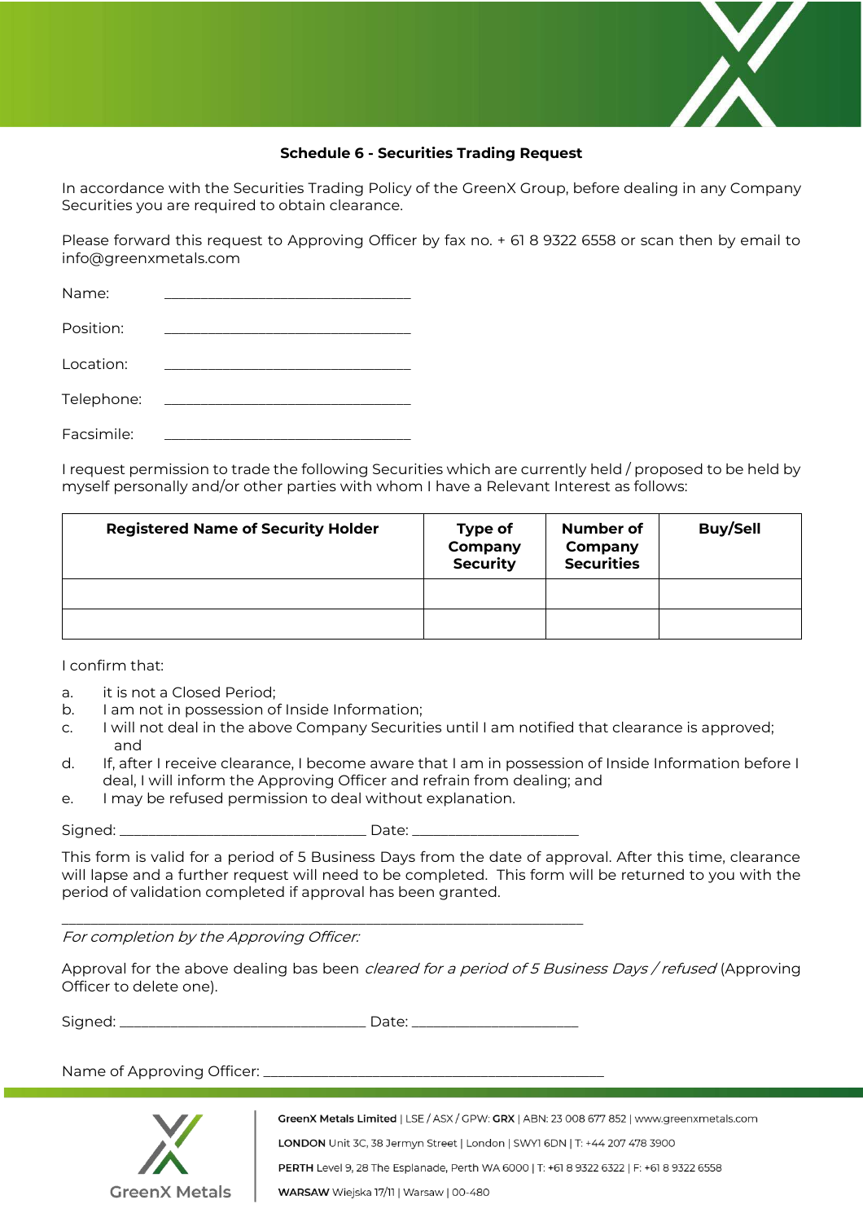## Schedule 6 - Securities Trading Request

In accordance with the Securities Trading Policy of the GreenX Group, before dealing in any Company Securities you are required to obtain clearance.

Please forward this request to Approving Officer by fax no. + 61 8 9322 6558 or scan then by email to info@greenxmetals.com

Name: ________________________________

Position: ________________________________

Location: ________________________________

Telephone: ________________________________

Facsimile: ________________________________

I request permission to trade the following Securities which are currently held / proposed to be held by myself personally and/or other parties with whom I have a Relevant Interest as follows:

| Registered Name of Security Holder | Type of Company Security | Number of Company Securities | Buy/Sell |
|---|---|---|---|
| | | | |
| | | | |

I confirm that:

a. it is not a Closed Period;
b. I am not in possession of Inside Information;
c. I will not deal in the above Company Securities until I am notified that clearance is approved; and
d. If, after I receive clearance, I become aware that I am in possession of Inside Information before I deal, I will inform the Approving Officer and refrain from dealing; and
e. I may be refused permission to deal without explanation.

Signed: ________________________________ Date: ______________________

This form is valid for a period of 5 Business Days from the date of approval. After this time, clearance will lapse and a further request will need to be completed. This form will be returned to you with the period of validation completed if approval has been granted.

---

*For completion by the Approving Officer:*

Approval for the above dealing bas been *cleared for a period of 5 Business Days / refused* (Approving Officer to delete one).

Signed: ________________________________ Date: ______________________

Name of Approving Officer: ____________________________________________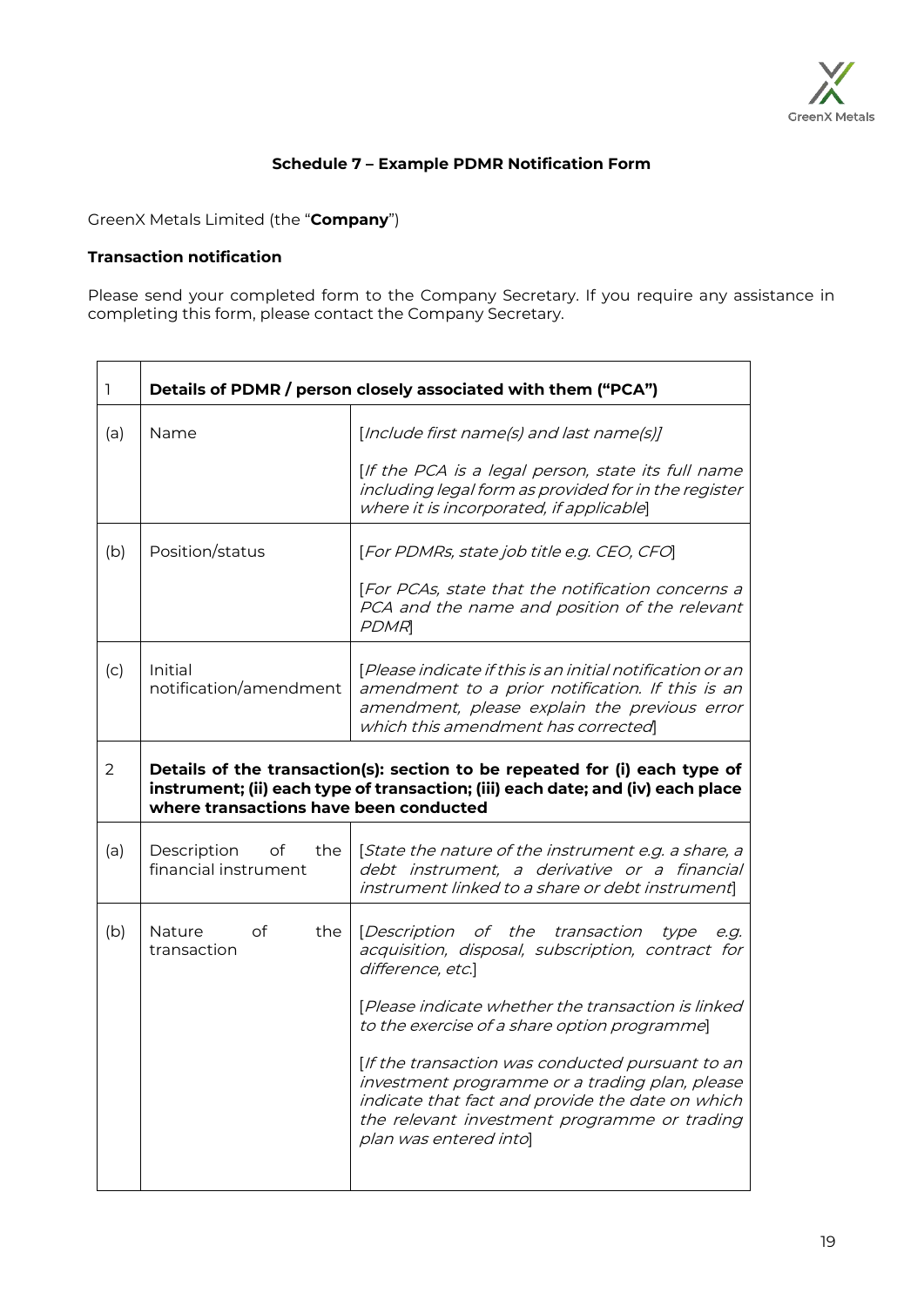## Schedule 7 – Example PDMR Notification Form

GreenX Metals Limited (the "**Company**")

**Transaction notification**

Please send your completed form to the Company Secretary. If you require any assistance in completing this form, please contact the Company Secretary.

| 1 | **Details of PDMR / person closely associated with them ("PCA")** | |
|---|---|---|
| (a) | Name | [*Include first name(s) and last name(s)*]<br><br>[*If the PCA is a legal person, state its full name including legal form as provided for in the register where it is incorporated, if applicable*] |
| (b) | Position/status | [*For PDMRs, state job title e.g. CEO, CFO*]<br><br>[*For PCAs, state that the notification concerns a PCA and the name and position of the relevant PDMR*] |
| (c) | Initial notification/amendment | [*Please indicate if this is an initial notification or an amendment to a prior notification. If this is an amendment, please explain the previous error which this amendment has corrected*] |
| 2 | **Details of the transaction(s): section to be repeated for (i) each type of instrument; (ii) each type of transaction; (iii) each date; and (iv) each place where transactions have been conducted** | |
| (a) | Description of the financial instrument | [*State the nature of the instrument e.g. a share, a debt instrument, a derivative or a financial instrument linked to a share or debt instrument*] |
| (b) | Nature of the transaction | [*Description of the transaction type e.g. acquisition, disposal, subscription, contract for difference, etc.*]<br><br>[*Please indicate whether the transaction is linked to the exercise of a share option programme*]<br><br>[*If the transaction was conducted pursuant to an investment programme or a trading plan, please indicate that fact and provide the date on which the relevant investment programme or trading plan was entered into*] |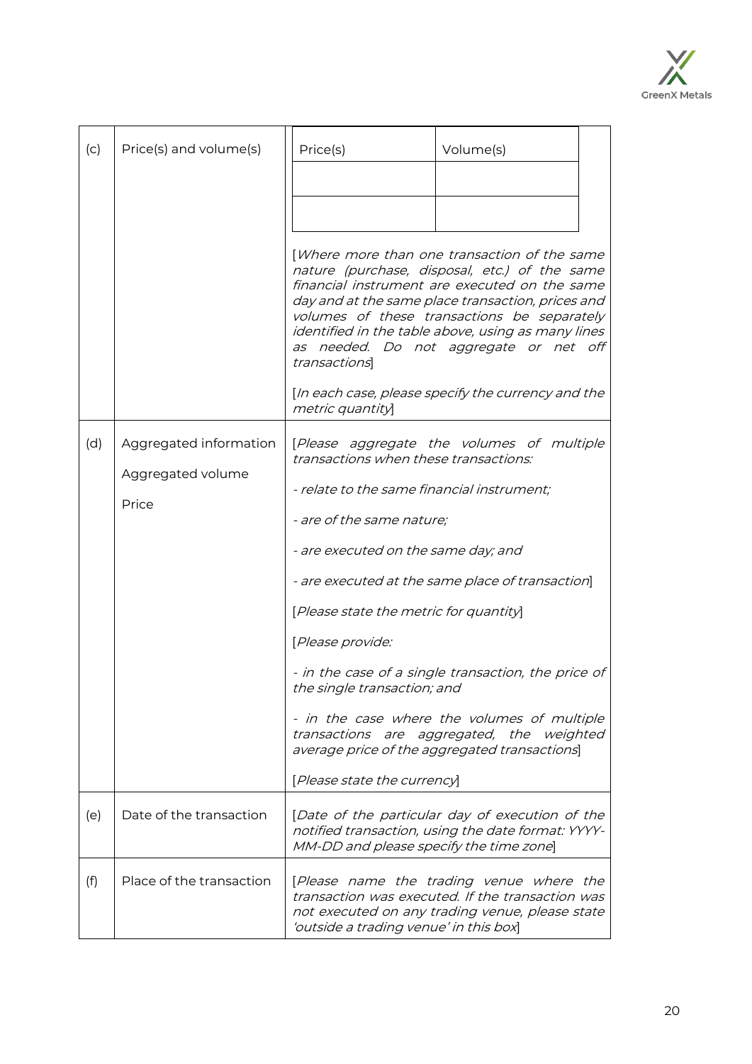| | | |
|---|---|---|
| (c) | Price(s) and volume(s) | <table><tr><td>Price(s)</td><td>Volume(s)</td></tr><tr><td></td><td></td></tr><tr><td></td><td></td></tr></table> [*Where more than one transaction of the same nature (purchase, disposal, etc.) of the same financial instrument are executed on the same day and at the same place transaction, prices and volumes of these transactions be separately identified in the table above, using as many lines as needed. Do not aggregate or net off transactions*] [*In each case, please specify the currency and the metric quantity*] |
| (d) | Aggregated information<br><br>Aggregated volume<br><br>Price | [*Please aggregate the volumes of multiple transactions when these transactions:*<br><br>*- relate to the same financial instrument;*<br><br>*- are of the same nature;*<br><br>*- are executed on the same day; and*<br><br>*- are executed at the same place of transaction*]<br><br>[*Please state the metric for quantity*]<br><br>[*Please provide:*<br><br>*- in the case of a single transaction, the price of the single transaction; and*<br><br>*- in the case where the volumes of multiple transactions are aggregated, the weighted average price of the aggregated transactions*]<br><br>[*Please state the currency*] |
| (e) | Date of the transaction | [*Date of the particular day of execution of the notified transaction, using the date format: YYYY-MM-DD and please specify the time zone*] |
| (f) | Place of the transaction | [*Please name the trading venue where the transaction was executed. If the transaction was not executed on any trading venue, please state 'outside a trading venue' in this box*] |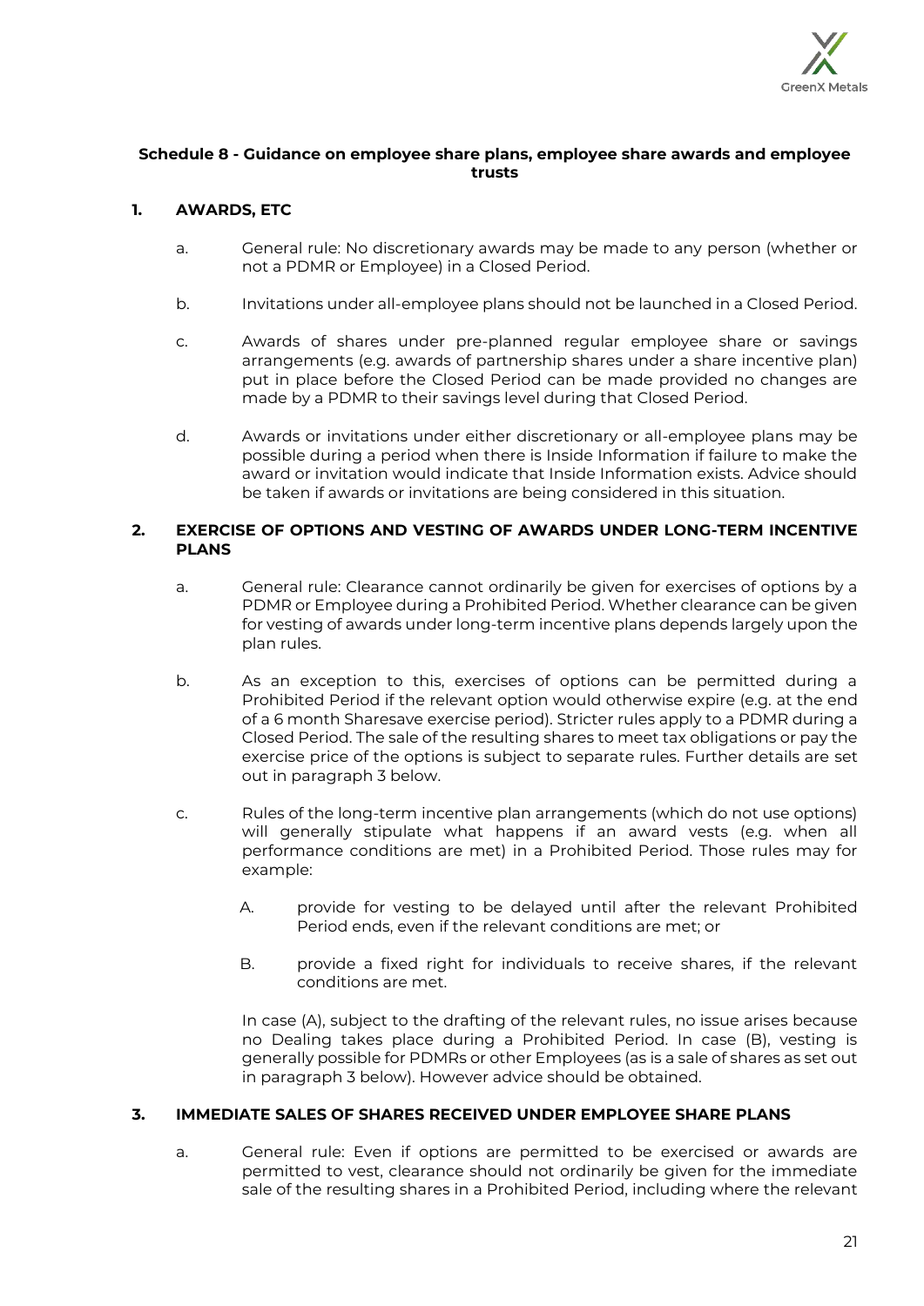## Schedule 8 - Guidance on employee share plans, employee share awards and employee trusts

### 1. AWARDS, ETC

a. General rule: No discretionary awards may be made to any person (whether or not a PDMR or Employee) in a Closed Period.

b. Invitations under all-employee plans should not be launched in a Closed Period.

c. Awards of shares under pre-planned regular employee share or savings arrangements (e.g. awards of partnership shares under a share incentive plan) put in place before the Closed Period can be made provided no changes are made by a PDMR to their savings level during that Closed Period.

d. Awards or invitations under either discretionary or all-employee plans may be possible during a period when there is Inside Information if failure to make the award or invitation would indicate that Inside Information exists. Advice should be taken if awards or invitations are being considered in this situation.

### 2. EXERCISE OF OPTIONS AND VESTING OF AWARDS UNDER LONG-TERM INCENTIVE PLANS

a. General rule: Clearance cannot ordinarily be given for exercises of options by a PDMR or Employee during a Prohibited Period. Whether clearance can be given for vesting of awards under long-term incentive plans depends largely upon the plan rules.

b. As an exception to this, exercises of options can be permitted during a Prohibited Period if the relevant option would otherwise expire (e.g. at the end of a 6 month Sharesave exercise period). Stricter rules apply to a PDMR during a Closed Period. The sale of the resulting shares to meet tax obligations or pay the exercise price of the options is subject to separate rules. Further details are set out in paragraph 3 below.

c. Rules of the long-term incentive plan arrangements (which do not use options) will generally stipulate what happens if an award vests (e.g. when all performance conditions are met) in a Prohibited Period. Those rules may for example:

   A. provide for vesting to be delayed until after the relevant Prohibited Period ends, even if the relevant conditions are met; or

   B. provide a fixed right for individuals to receive shares, if the relevant conditions are met.

   In case (A), subject to the drafting of the relevant rules, no issue arises because no Dealing takes place during a Prohibited Period. In case (B), vesting is generally possible for PDMRs or other Employees (as is a sale of shares as set out in paragraph 3 below). However advice should be obtained.

### 3. IMMEDIATE SALES OF SHARES RECEIVED UNDER EMPLOYEE SHARE PLANS

a. General rule: Even if options are permitted to be exercised or awards are permitted to vest, clearance should not ordinarily be given for the immediate sale of the resulting shares in a Prohibited Period, including where the relevant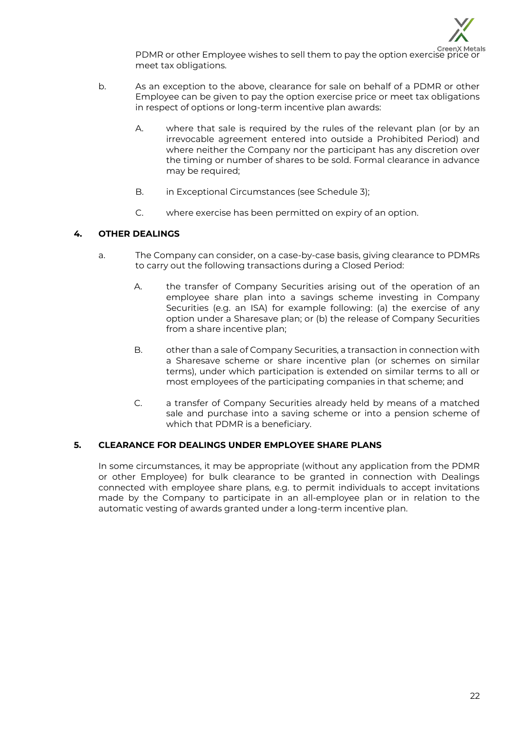PDMR or other Employee wishes to sell them to pay the option exercise price or meet tax obligations.

b. As an exception to the above, clearance for sale on behalf of a PDMR or other Employee can be given to pay the option exercise price or meet tax obligations in respect of options or long-term incentive plan awards:

   A. where that sale is required by the rules of the relevant plan (or by an irrevocable agreement entered into outside a Prohibited Period) and where neither the Company nor the participant has any discretion over the timing or number of shares to be sold. Formal clearance in advance may be required;

   B. in Exceptional Circumstances (see Schedule 3);

   C. where exercise has been permitted on expiry of an option.

### 4. OTHER DEALINGS

a. The Company can consider, on a case-by-case basis, giving clearance to PDMRs to carry out the following transactions during a Closed Period:

   A. the transfer of Company Securities arising out of the operation of an employee share plan into a savings scheme investing in Company Securities (e.g. an ISA) for example following: (a) the exercise of any option under a Sharesave plan; or (b) the release of Company Securities from a share incentive plan;

   B. other than a sale of Company Securities, a transaction in connection with a Sharesave scheme or share incentive plan (or schemes on similar terms), under which participation is extended on similar terms to all or most employees of the participating companies in that scheme; and

   C. a transfer of Company Securities already held by means of a matched sale and purchase into a saving scheme or into a pension scheme of which that PDMR is a beneficiary.

### 5. CLEARANCE FOR DEALINGS UNDER EMPLOYEE SHARE PLANS

In some circumstances, it may be appropriate (without any application from the PDMR or other Employee) for bulk clearance to be granted in connection with Dealings connected with employee share plans, e.g. to permit individuals to accept invitations made by the Company to participate in an all-employee plan or in relation to the automatic vesting of awards granted under a long-term incentive plan.